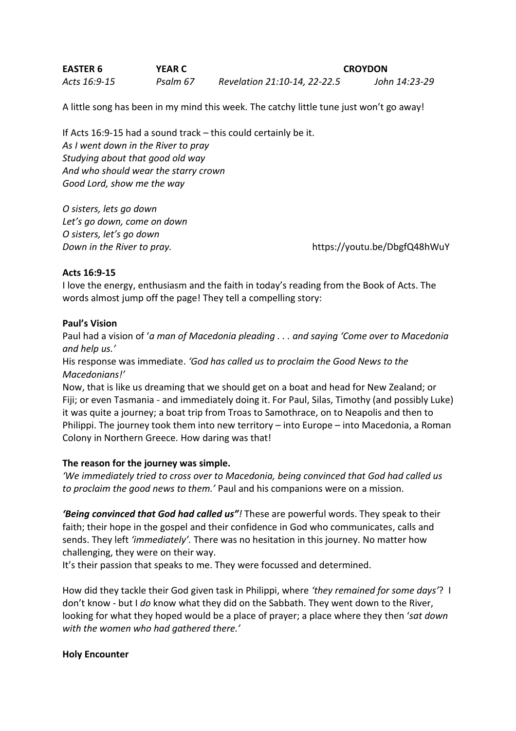**EASTER 6** **YEAR C** **CROYDON**

*Acts 16:9-15* *Psalm 67* *Revelation 21:10-14, 22-22.5* *John 14:23-29*

A little song has been in my mind this week. The catchy little tune just won't go away!

If Acts 16:9-15 had a sound track – this could certainly be it.
*As I went down in the River to pray*
*Studying about that good old way*
*And who should wear the starry crown*
*Good Lord, show me the way*

*O sisters, lets go down*
*Let's go down, come on down*
*O sisters, let's go down*
*Down in the River to pray.* https://youtu.be/DbgfQ48hWuY

**Acts 16:9-15**

I love the energy, enthusiasm and the faith in today's reading from the Book of Acts. The words almost jump off the page! They tell a compelling story:

**Paul's Vision**

Paul had a vision of '*a man of Macedonia pleading . . . and saying 'Come over to Macedonia and help us.'*

His response was immediate. *'God has called us to proclaim the Good News to the Macedonians!'*

Now, that is like us dreaming that we should get on a boat and head for New Zealand; or Fiji; or even Tasmania - and immediately doing it. For Paul, Silas, Timothy (and possibly Luke) it was quite a journey; a boat trip from Troas to Samothrace, on to Neapolis and then to Philippi. The journey took them into new territory – into Europe – into Macedonia, a Roman Colony in Northern Greece. How daring was that!

**The reason for the journey was simple.**

*'We immediately tried to cross over to Macedonia, being convinced that God had called us to proclaim the good news to them.'* Paul and his companions were on a mission.

***'Being convinced that God had called us"!*** These are powerful words. They speak to their faith; their hope in the gospel and their confidence in God who communicates, calls and sends. They left *'immediately'*. There was no hesitation in this journey. No matter how challenging, they were on their way.

It's their passion that speaks to me. They were focussed and determined.

How did they tackle their God given task in Philippi, where *'they remained for some days'*? I don't know - but I *do* know what they did on the Sabbath. They went down to the River, looking for what they hoped would be a place of prayer; a place where they then '*sat down with the women who had gathered there.'*

**Holy Encounter**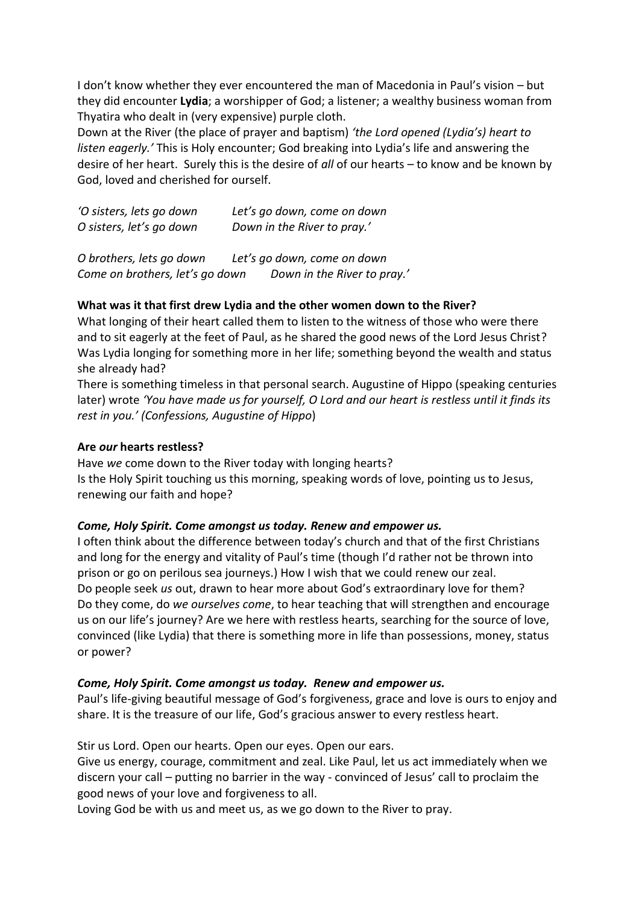I don't know whether they ever encountered the man of Macedonia in Paul's vision – but they did encounter **Lydia**; a worshipper of God; a listener; a wealthy business woman from Thyatira who dealt in (very expensive) purple cloth.

Down at the River (the place of prayer and baptism) *'the Lord opened (Lydia's) heart to listen eagerly.'* This is Holy encounter; God breaking into Lydia's life and answering the desire of her heart. Surely this is the desire of *all* of our hearts – to know and be known by God, loved and cherished for ourself.

*'O sisters, lets go down Let's go down, come on down*
*O sisters, let's go down Down in the River to pray.'*

*O brothers, lets go down Let's go down, come on down*
*Come on brothers, let's go down Down in the River to pray.'*

**What was it that first drew Lydia and the other women down to the River?**

What longing of their heart called them to listen to the witness of those who were there and to sit eagerly at the feet of Paul, as he shared the good news of the Lord Jesus Christ? Was Lydia longing for something more in her life; something beyond the wealth and status she already had?

There is something timeless in that personal search. Augustine of Hippo (speaking centuries later) wrote *'You have made us for yourself, O Lord and our heart is restless until it finds its rest in you.' (Confessions, Augustine of Hippo*)

**Are *our* hearts restless?**

Have *we* come down to the River today with longing hearts?
Is the Holy Spirit touching us this morning, speaking words of love, pointing us to Jesus, renewing our faith and hope?

***Come, Holy Spirit. Come amongst us today. Renew and empower us.***

I often think about the difference between today's church and that of the first Christians and long for the energy and vitality of Paul's time (though I'd rather not be thrown into prison or go on perilous sea journeys.) How I wish that we could renew our zeal.
Do people seek *us* out, drawn to hear more about God's extraordinary love for them? Do they come, do *we ourselves come*, to hear teaching that will strengthen and encourage us on our life's journey? Are we here with restless hearts, searching for the source of love, convinced (like Lydia) that there is something more in life than possessions, money, status or power?

***Come, Holy Spirit. Come amongst us today. Renew and empower us.***

Paul's life-giving beautiful message of God's forgiveness, grace and love is ours to enjoy and share. It is the treasure of our life, God's gracious answer to every restless heart.

Stir us Lord. Open our hearts. Open our eyes. Open our ears.
Give us energy, courage, commitment and zeal. Like Paul, let us act immediately when we discern your call – putting no barrier in the way - convinced of Jesus' call to proclaim the good news of your love and forgiveness to all.
Loving God be with us and meet us, as we go down to the River to pray.